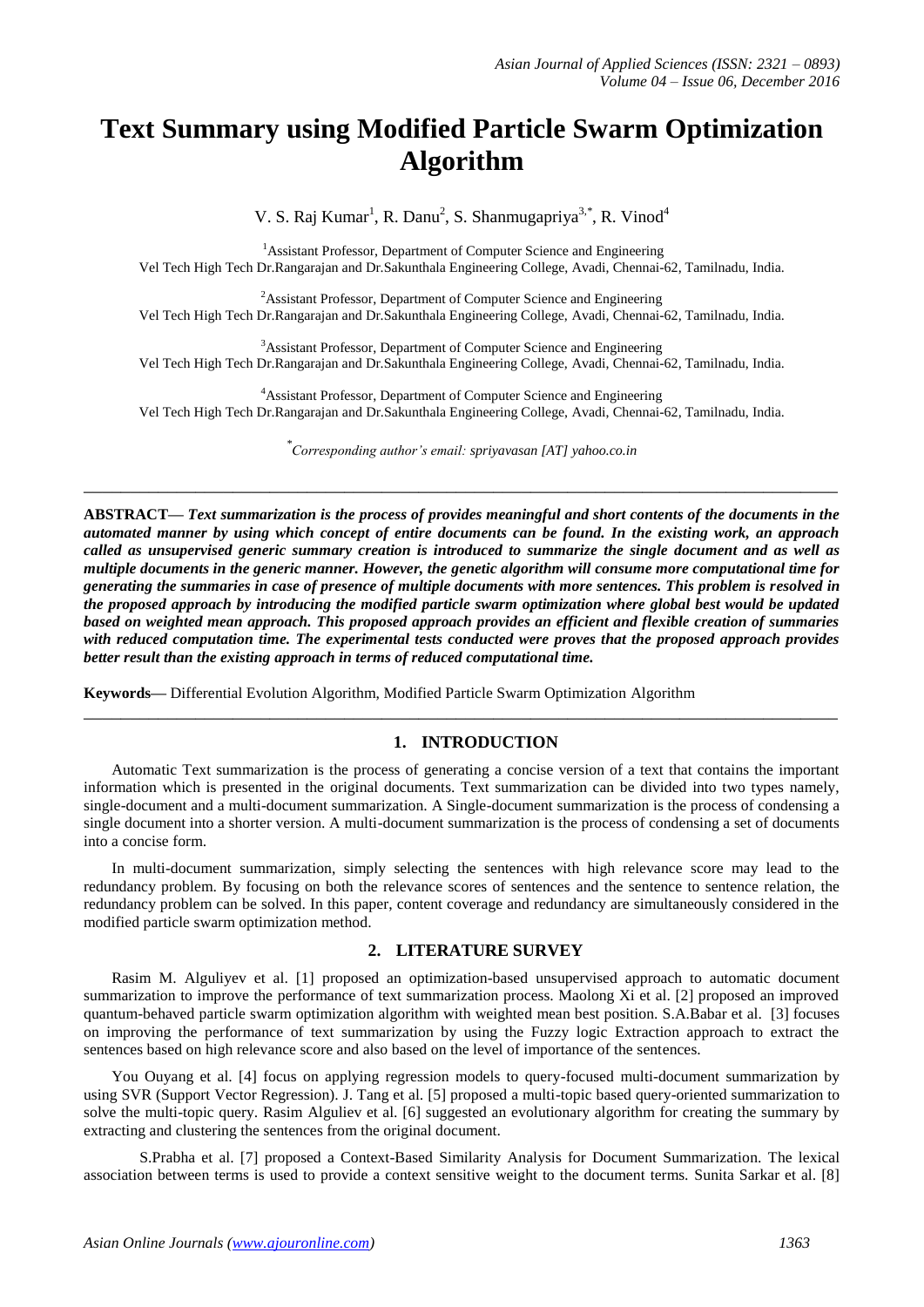# Text Summary using Modified Particle Swarm Optimization Algorithm

V. S. Raj Kumar[1], R. Danu[2], S. Shanmugapriya[3,*], R. Vinod[4]

[1]Assistant Professor, Department of Computer Science and Engineering
Vel Tech High Tech Dr.Rangarajan and Dr.Sakunthala Engineering College, Avadi, Chennai-62, Tamilnadu, India.

[2]Assistant Professor, Department of Computer Science and Engineering
Vel Tech High Tech Dr.Rangarajan and Dr.Sakunthala Engineering College, Avadi, Chennai-62, Tamilnadu, India.

[3]Assistant Professor, Department of Computer Science and Engineering
Vel Tech High Tech Dr.Rangarajan and Dr.Sakunthala Engineering College, Avadi, Chennai-62, Tamilnadu, India.

[4]Assistant Professor, Department of Computer Science and Engineering
Vel Tech High Tech Dr.Rangarajan and Dr.Sakunthala Engineering College, Avadi, Chennai-62, Tamilnadu, India.

*Corresponding author's email: spriyavasan [AT] yahoo.co.in*

---

**ABSTRACT—** ***Text summarization is the process of provides meaningful and short contents of the documents in the automated manner by using which concept of entire documents can be found. In the existing work, an approach called as unsupervised generic summary creation is introduced to summarize the single document and as well as multiple documents in the generic manner. However, the genetic algorithm will consume more computational time for generating the summaries in case of presence of multiple documents with more sentences. This problem is resolved in the proposed approach by introducing the modified particle swarm optimization where global best would be updated based on weighted mean approach. This proposed approach provides an efficient and flexible creation of summaries with reduced computation time. The experimental tests conducted were proves that the proposed approach provides better result than the existing approach in terms of reduced computational time.***

**Keywords—** Differential Evolution Algorithm, Modified Particle Swarm Optimization Algorithm

---

## 1. INTRODUCTION

Automatic Text summarization is the process of generating a concise version of a text that contains the important information which is presented in the original documents. Text summarization can be divided into two types namely, single-document and a multi-document summarization. A Single-document summarization is the process of condensing a single document into a shorter version. A multi-document summarization is the process of condensing a set of documents into a concise form.

In multi-document summarization, simply selecting the sentences with high relevance score may lead to the redundancy problem. By focusing on both the relevance scores of sentences and the sentence to sentence relation, the redundancy problem can be solved. In this paper, content coverage and redundancy are simultaneously considered in the modified particle swarm optimization method.

## 2. LITERATURE SURVEY

Rasim M. Alguliyev et al. [1] proposed an optimization-based unsupervised approach to automatic document summarization to improve the performance of text summarization process. Maolong Xi et al. [2] proposed an improved quantum-behaved particle swarm optimization algorithm with weighted mean best position. S.A.Babar et al. [3] focuses on improving the performance of text summarization by using the Fuzzy logic Extraction approach to extract the sentences based on high relevance score and also based on the level of importance of the sentences.

You Ouyang et al. [4] focus on applying regression models to query-focused multi-document summarization by using SVR (Support Vector Regression). J. Tang et al. [5] proposed a multi-topic based query-oriented summarization to solve the multi-topic query. Rasim Alguliev et al. [6] suggested an evolutionary algorithm for creating the summary by extracting and clustering the sentences from the original document.

S.Prabha et al. [7] proposed a Context-Based Similarity Analysis for Document Summarization. The lexical association between terms is used to provide a context sensitive weight to the document terms. Sunita Sarkar et al. [8]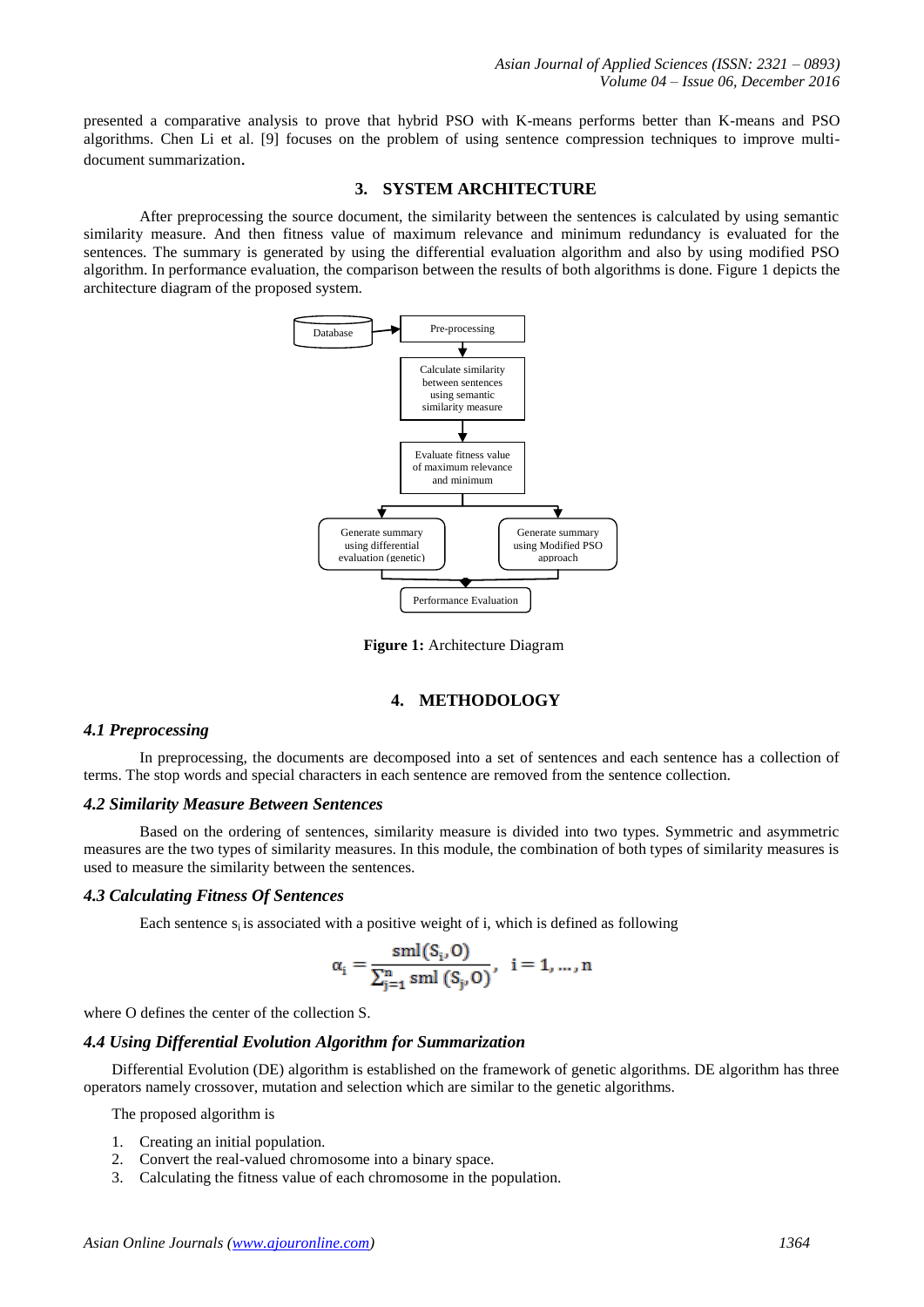presented a comparative analysis to prove that hybrid PSO with K-means performs better than K-means and PSO algorithms. Chen Li et al. [9] focuses on the problem of using sentence compression techniques to improve multi-document summarization.

## 3. SYSTEM ARCHITECTURE

After preprocessing the source document, the similarity between the sentences is calculated by using semantic similarity measure. And then fitness value of maximum relevance and minimum redundancy is evaluated for the sentences. The summary is generated by using the differential evaluation algorithm and also by using modified PSO algorithm. In performance evaluation, the comparison between the results of both algorithms is done. Figure 1 depicts the architecture diagram of the proposed system.

**Figure 1:** Architecture Diagram

## 4. METHODOLOGY

### *4.1 Preprocessing*

In preprocessing, the documents are decomposed into a set of sentences and each sentence has a collection of terms. The stop words and special characters in each sentence are removed from the sentence collection.

### *4.2 Similarity Measure Between Sentences*

Based on the ordering of sentences, similarity measure is divided into two types. Symmetric and asymmetric measures are the two types of similarity measures. In this module, the combination of both types of similarity measures is used to measure the similarity between the sentences.

### *4.3 Calculating Fitness Of Sentences*

Each sentence $s_i$ is associated with a positive weight of i, which is defined as following

$$\alpha_i = \frac{\mathrm{sml}(S_i, O)}{\sum_{j=1}^{n} \mathrm{sml}\,(S_j, O)}, \quad i = 1, \ldots, n$$

where O defines the center of the collection S.

### *4.4 Using Differential Evolution Algorithm for Summarization*

Differential Evolution (DE) algorithm is established on the framework of genetic algorithms. DE algorithm has three operators namely crossover, mutation and selection which are similar to the genetic algorithms.

The proposed algorithm is

1. Creating an initial population.
2. Convert the real-valued chromosome into a binary space.
3. Calculating the fitness value of each chromosome in the population.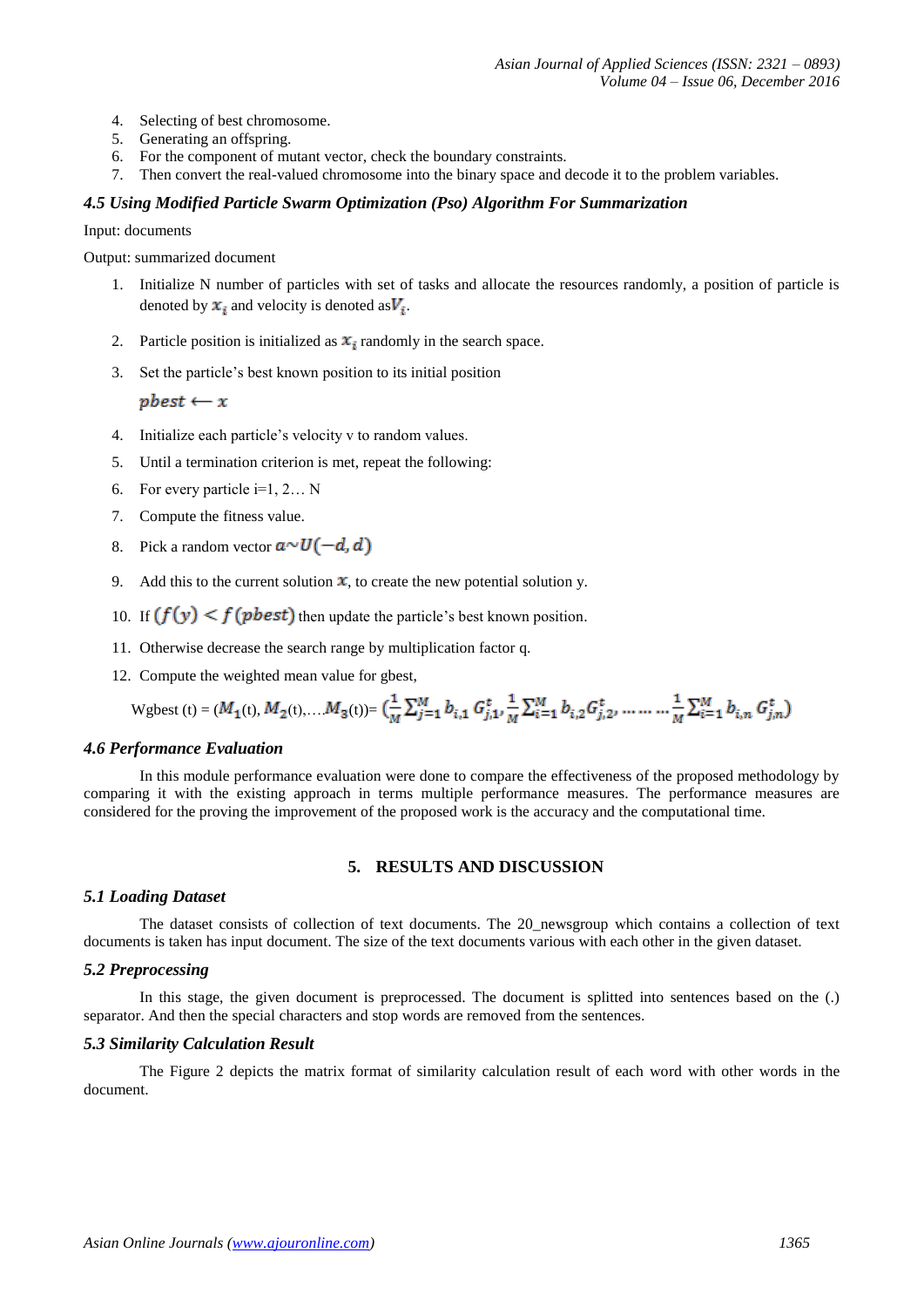4. Selecting of best chromosome.
5. Generating an offspring.
6. For the component of mutant vector, check the boundary constraints.
7. Then convert the real-valued chromosome into the binary space and decode it to the problem variables.

### *4.5 Using Modified Particle Swarm Optimization (Pso) Algorithm For Summarization*

Input: documents

Output: summarized document

1. Initialize N number of particles with set of tasks and allocate the resources randomly, a position of particle is denoted by $x_i$ and velocity is denoted as $V_i$.
2. Particle position is initialized as $x_i$ randomly in the search space.
3. Set the particle's best known position to its initial position

   $pbest \leftarrow x$
4. Initialize each particle's velocity v to random values.
5. Until a termination criterion is met, repeat the following:
6. For every particle i=1, 2… N
7. Compute the fitness value.
8. Pick a random vector $a \sim U(-d, d)$
9. Add this to the current solution $x$, to create the new potential solution y.
10. If $(f(y) < f(pbest)$ then update the particle's best known position.
11. Otherwise decrease the search range by multiplication factor q.
12. Compute the weighted mean value for gbest,

$$\text{Wgbest}(t) = (M_1(t), M_2(t), \ldots M_3(t)) = \left(\frac{1}{M}\sum_{j=1}^{M} b_{i,1}\, G_{j,1}^{t}, \frac{1}{M}\sum_{i=1}^{M} b_{i,2} G_{j,2}^{t}, \ldots \ldots \ldots \frac{1}{M}\sum_{i=1}^{M} b_{i,n}\, G_{j,n}^{t}\right)$$

### *4.6 Performance Evaluation*

In this module performance evaluation were done to compare the effectiveness of the proposed methodology by comparing it with the existing approach in terms multiple performance measures. The performance measures are considered for the proving the improvement of the proposed work is the accuracy and the computational time.

## 5. RESULTS AND DISCUSSION

### *5.1 Loading Dataset*

The dataset consists of collection of text documents. The 20_newsgroup which contains a collection of text documents is taken has input document. The size of the text documents various with each other in the given dataset.

### *5.2 Preprocessing*

In this stage, the given document is preprocessed. The document is splitted into sentences based on the (.) separator. And then the special characters and stop words are removed from the sentences.

### *5.3 Similarity Calculation Result*

The Figure 2 depicts the matrix format of similarity calculation result of each word with other words in the document.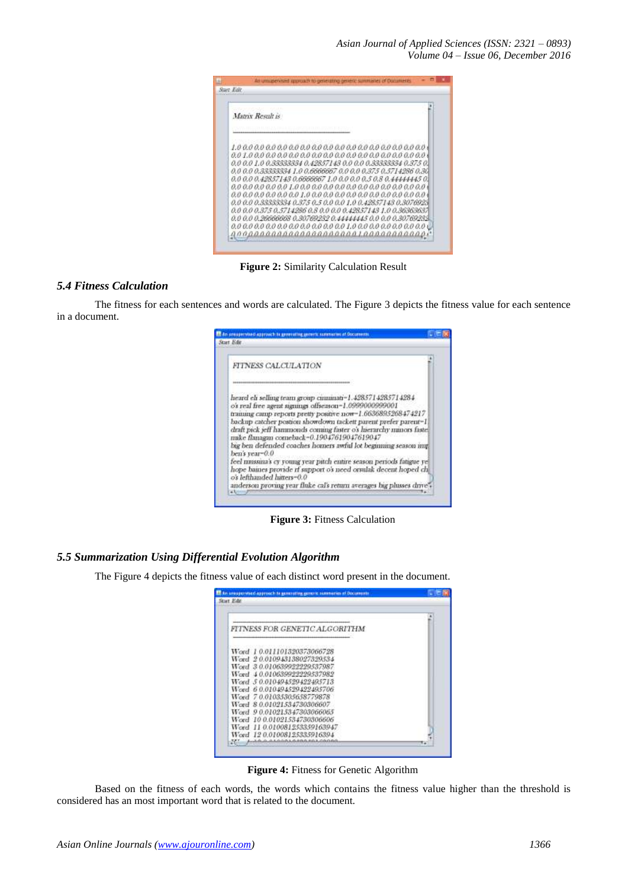Figure 2: Similarity Calculation Result

### 5.4 Fitness Calculation

The fitness for each sentences and words are calculated. The Figure 3 depicts the fitness value for each sentence in a document.

**Figure 3:** Fitness Calculation

### 5.5 Summarization Using Differential Evolution Algorithm

The Figure 4 depicts the fitness value of each distinct word present in the document.

**Figure 4:** Fitness for Genetic Algorithm

Based on the fitness of each words, the words which contains the fitness value higher than the threshold is considered has an most important word that is related to the document.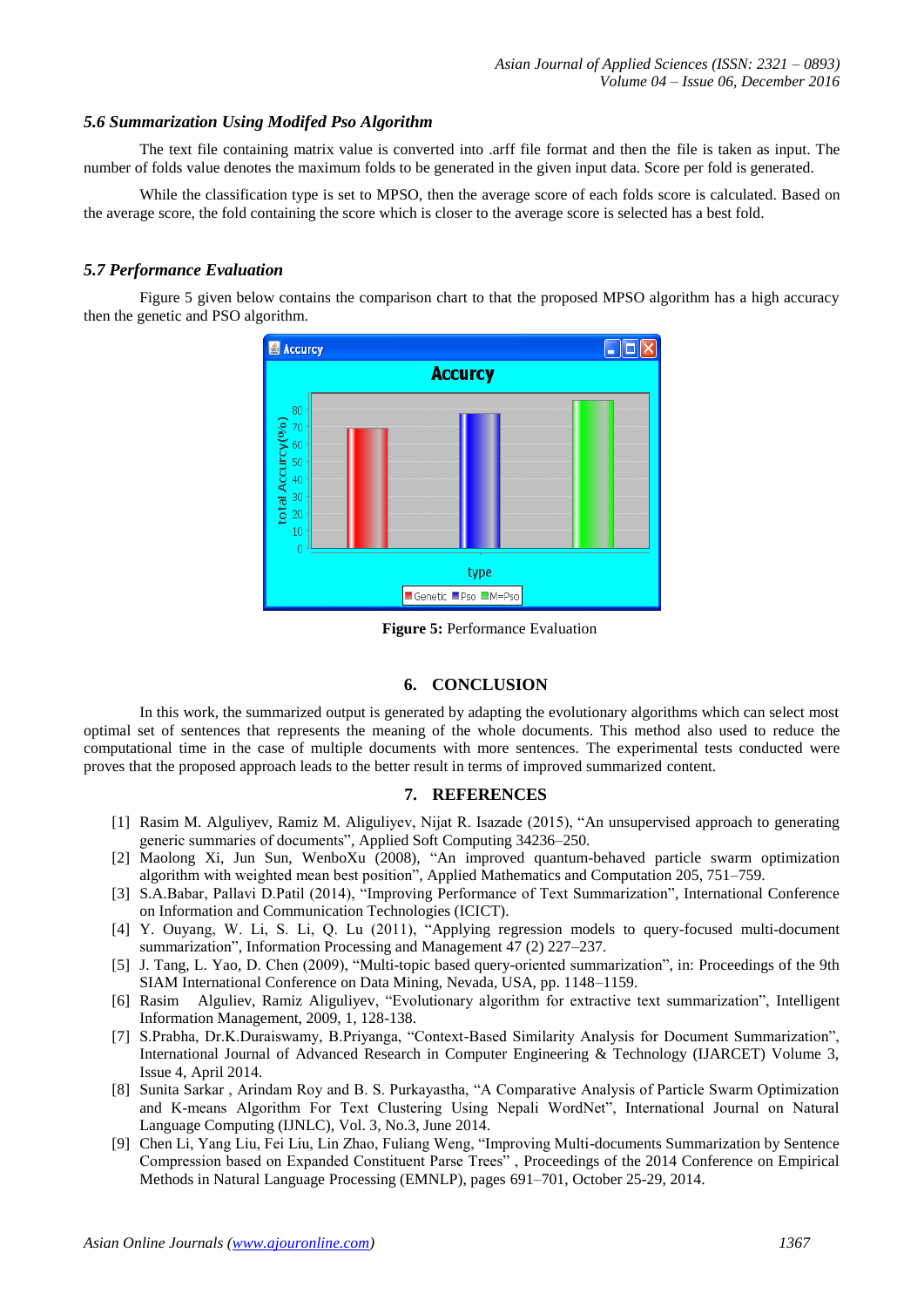### 5.6 Summarization Using Modifed Pso Algorithm

The text file containing matrix value is converted into .arff file format and then the file is taken as input. The number of folds value denotes the maximum folds to be generated in the given input data. Score per fold is generated.

While the classification type is set to MPSO, then the average score of each folds score is calculated. Based on the average score, the fold containing the score which is closer to the average score is selected has a best fold.

### 5.7 Performance Evaluation

Figure 5 given below contains the comparison chart to that the proposed MPSO algorithm has a high accuracy then the genetic and PSO algorithm.

Accurcy

Accurcy

total Accurcy(%)

80
70
60
50
40
30
20
10
0

type

Genetic Pso M=Pso

**Figure 5:** Performance Evaluation

## 6. CONCLUSION

In this work, the summarized output is generated by adapting the evolutionary algorithms which can select most optimal set of sentences that represents the meaning of the whole documents. This method also used to reduce the computational time in the case of multiple documents with more sentences. The experimental tests conducted were proves that the proposed approach leads to the better result in terms of improved summarized content.

## 7. REFERENCES

[1] Rasim M. Alguliyev, Ramiz M. Aliguliyev, Nijat R. Isazade (2015), "An unsupervised approach to generating generic summaries of documents", Applied Soft Computing 34236–250.

[2] Maolong Xi, Jun Sun, WenboXu (2008), "An improved quantum-behaved particle swarm optimization algorithm with weighted mean best position", Applied Mathematics and Computation 205, 751–759.

[3] S.A.Babar, Pallavi D.Patil (2014), "Improving Performance of Text Summarization", International Conference on Information and Communication Technologies (ICICT).

[4] Y. Ouyang, W. Li, S. Li, Q. Lu (2011), "Applying regression models to query-focused multi-document summarization", Information Processing and Management 47 (2) 227–237.

[5] J. Tang, L. Yao, D. Chen (2009), "Multi-topic based query-oriented summarization", in: Proceedings of the 9th SIAM International Conference on Data Mining, Nevada, USA, pp. 1148–1159.

[6] Rasim Alguliev, Ramiz Aliguliyev, "Evolutionary algorithm for extractive text summarization", Intelligent Information Management, 2009, 1, 128-138.

[7] S.Prabha, Dr.K.Duraiswamy, B.Priyanga, "Context-Based Similarity Analysis for Document Summarization", International Journal of Advanced Research in Computer Engineering & Technology (IJARCET) Volume 3, Issue 4, April 2014.

[8] Sunita Sarkar , Arindam Roy and B. S. Purkayastha, "A Comparative Analysis of Particle Swarm Optimization and K-means Algorithm For Text Clustering Using Nepali WordNet", International Journal on Natural Language Computing (IJNLC), Vol. 3, No.3, June 2014.

[9] Chen Li, Yang Liu, Fei Liu, Lin Zhao, Fuliang Weng, "Improving Multi-documents Summarization by Sentence Compression based on Expanded Constituent Parse Trees" , Proceedings of the 2014 Conference on Empirical Methods in Natural Language Processing (EMNLP), pages 691–701, October 25-29, 2014.